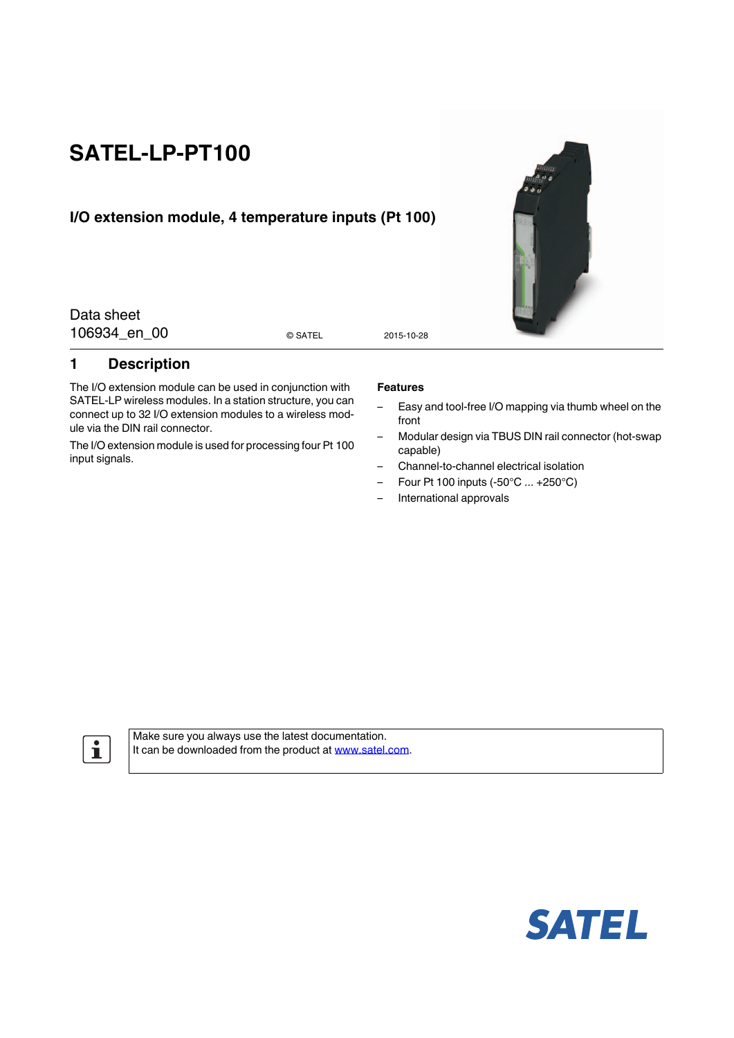# SATEL-LP-PT100

## I/O extension module, 4 temperature inputs (Pt 100)

Data sheet
106934_en_00

© SATEL 2015-10-28

## 1 Description

The I/O extension module can be used in conjunction with SATEL-LP wireless modules. In a station structure, you can connect up to 32 I/O extension modules to a wireless module via the DIN rail connector.

The I/O extension module is used for processing four Pt 100 input signals.

**Features**

– Easy and tool-free I/O mapping via thumb wheel on the front
– Modular design via TBUS DIN rail connector (hot-swap capable)
– Channel-to-channel electrical isolation
– Four Pt 100 inputs (-50°C ... +250°C)
– International approvals

Make sure you always use the latest documentation.
It can be downloaded from the product at www.satel.com.

SATEL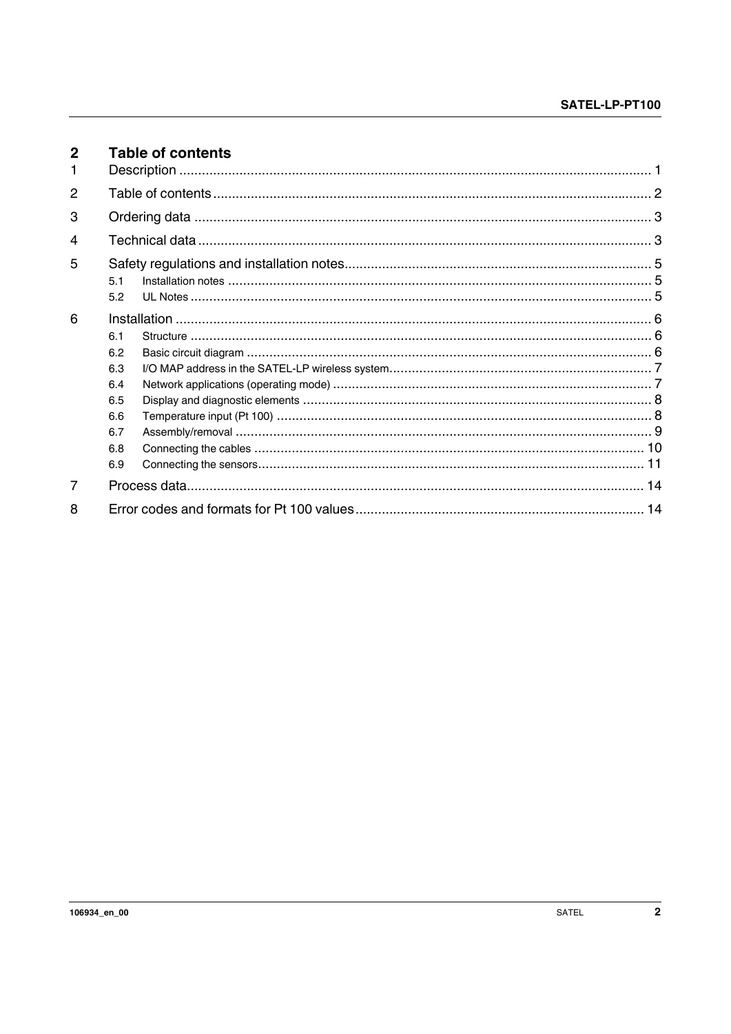## 2 Table of contents

1 Description ... 1

2 Table of contents ... 2

3 Ordering data ... 3

4 Technical data ... 3

5 Safety regulations and installation notes ... 5
- 5.1 Installation notes ... 5
- 5.2 UL Notes ... 5

6 Installation ... 6
- 6.1 Structure ... 6
- 6.2 Basic circuit diagram ... 6
- 6.3 I/O MAP address in the SATEL-LP wireless system ... 7
- 6.4 Network applications (operating mode) ... 7
- 6.5 Display and diagnostic elements ... 8
- 6.6 Temperature input (Pt 100) ... 8
- 6.7 Assembly/removal ... 9
- 6.8 Connecting the cables ... 10
- 6.9 Connecting the sensors ... 11

7 Process data ... 14

8 Error codes and formats for Pt 100 values ... 14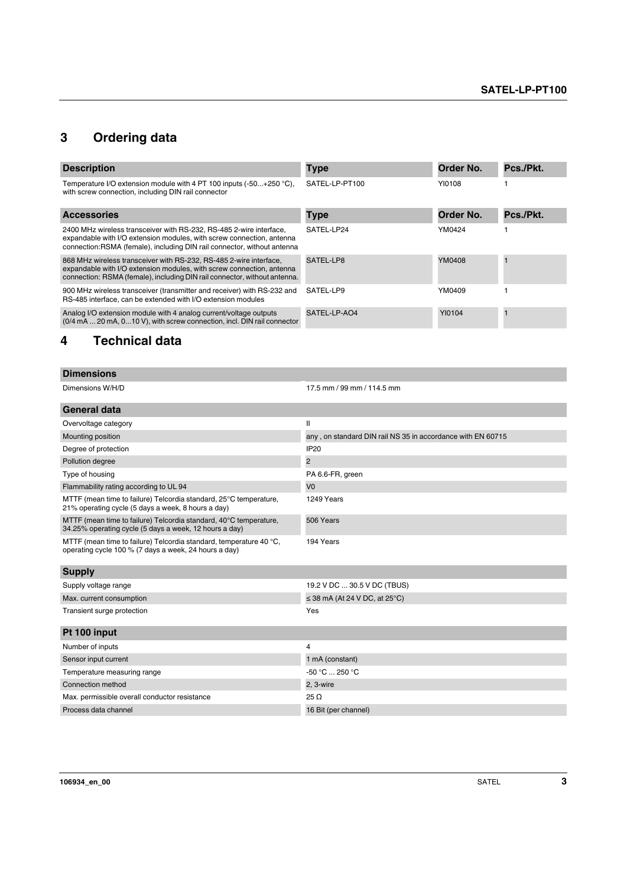## 3 Ordering data

| Description | Type | Order No. | Pcs./Pkt. |
|---|---|---|---|
| Temperature I/O extension module with 4 PT 100 inputs (-50...+250 °C), with screw connection, including DIN rail connector | SATEL-LP-PT100 | YI0108 | 1 |

| Accessories | Type | Order No. | Pcs./Pkt. |
|---|---|---|---|
| 2400 MHz wireless transceiver with RS-232, RS-485 2-wire interface, expandable with I/O extension modules, with screw connection, antenna connection:RSMA (female), including DIN rail connector, without antenna | SATEL-LP24 | YM0424 | 1 |
| 868 MHz wireless transceiver with RS-232, RS-485 2-wire interface, expandable with I/O extension modules, with screw connection, antenna connection: RSMA (female), including DIN rail connector, without antenna. | SATEL-LP8 | YM0408 | 1 |
| 900 MHz wireless transceiver (transmitter and receiver) with RS-232 and RS-485 interface, can be extended with I/O extension modules | SATEL-LP9 | YM0409 | 1 |
| Analog I/O extension module with 4 analog current/voltage outputs (0/4 mA ... 20 mA, 0...10 V), with screw connection, incl. DIN rail connector | SATEL-LP-AO4 | YI0104 | 1 |

## 4 Technical data

| Dimensions | |
|---|---|
| Dimensions W/H/D | 17.5 mm / 99 mm / 114.5 mm |

| General data | |
|---|---|
| Overvoltage category | II |
| Mounting position | any , on standard DIN rail NS 35 in accordance with EN 60715 |
| Degree of protection | IP20 |
| Pollution degree | 2 |
| Type of housing | PA 6.6-FR, green |
| Flammability rating according to UL 94 | V0 |
| MTTF (mean time to failure) Telcordia standard, 25°C temperature, 21% operating cycle (5 days a week, 8 hours a day) | 1249 Years |
| MTTF (mean time to failure) Telcordia standard, 40°C temperature, 34.25% operating cycle (5 days a week, 12 hours a day) | 506 Years |
| MTTF (mean time to failure) Telcordia standard, temperature 40 °C, operating cycle 100 % (7 days a week, 24 hours a day) | 194 Years |

| Supply | |
|---|---|
| Supply voltage range | 19.2 V DC ... 30.5 V DC (TBUS) |
| Max. current consumption | ≤ 38 mA (At 24 V DC, at 25°C) |
| Transient surge protection | Yes |

| Pt 100 input | |
|---|---|
| Number of inputs | 4 |
| Sensor input current | 1 mA (constant) |
| Temperature measuring range | -50 °C ... 250 °C |
| Connection method | 2, 3-wire |
| Max. permissible overall conductor resistance | 25 Ω |
| Process data channel | 16 Bit (per channel) |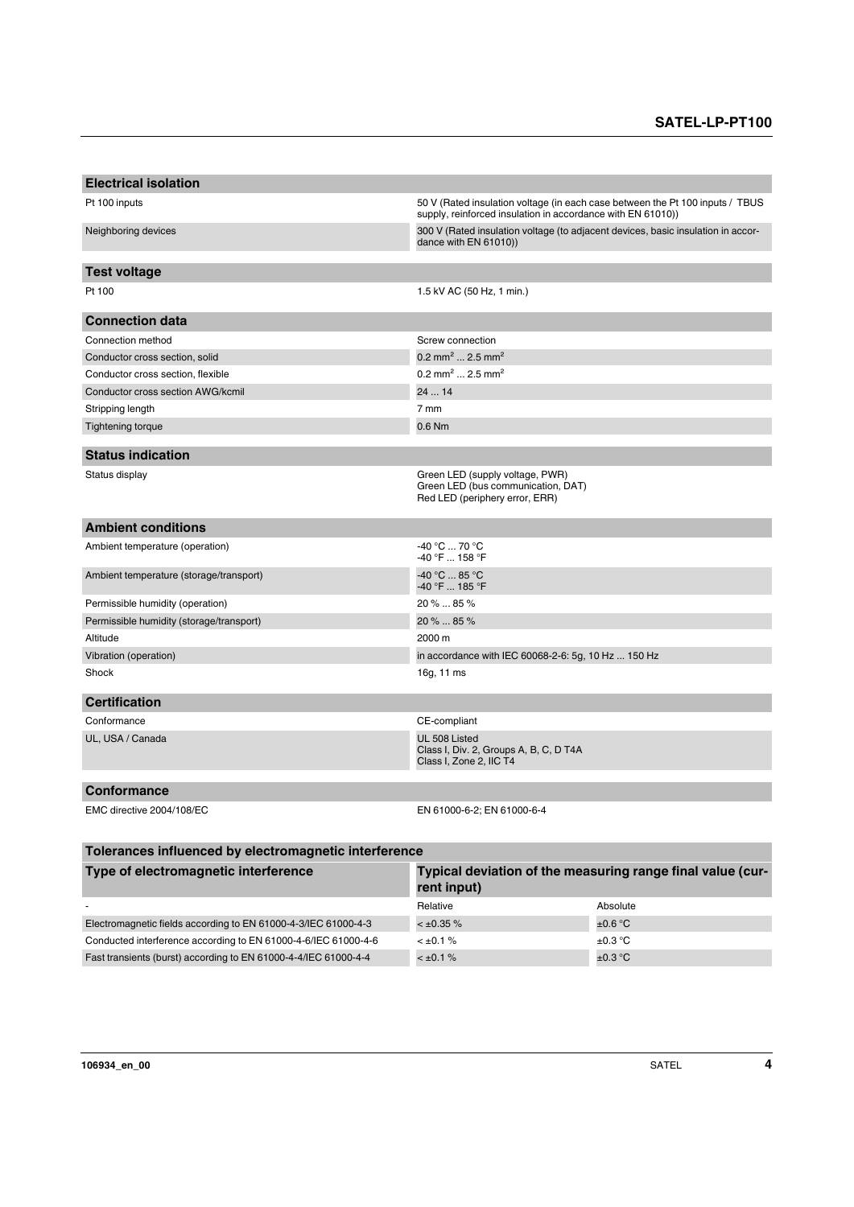| Electrical isolation | |
|---|---|
| Pt 100 inputs | 50 V (Rated insulation voltage (in each case between the Pt 100 inputs / TBUS supply, reinforced insulation in accordance with EN 61010)) |
| Neighboring devices | 300 V (Rated insulation voltage (to adjacent devices, basic insulation in accordance with EN 61010)) |

| Test voltage | |
|---|---|
| Pt 100 | 1.5 kV AC (50 Hz, 1 min.) |

| Connection data | |
|---|---|
| Connection method | Screw connection |
| Conductor cross section, solid | 0.2 mm² ... 2.5 mm² |
| Conductor cross section, flexible | 0.2 mm² ... 2.5 mm² |
| Conductor cross section AWG/kcmil | 24 ... 14 |
| Stripping length | 7 mm |
| Tightening torque | 0.6 Nm |

| Status indication | |
|---|---|
| Status display | Green LED (supply voltage, PWR)<br>Green LED (bus communication, DAT)<br>Red LED (periphery error, ERR) |

| Ambient conditions | |
|---|---|
| Ambient temperature (operation) | -40 °C ... 70 °C<br>-40 °F ... 158 °F |
| Ambient temperature (storage/transport) | -40 °C ... 85 °C<br>-40 °F ... 185 °F |
| Permissible humidity (operation) | 20 % ... 85 % |
| Permissible humidity (storage/transport) | 20 % ... 85 % |
| Altitude | 2000 m |
| Vibration (operation) | in accordance with IEC 60068-2-6: 5g, 10 Hz ... 150 Hz |
| Shock | 16g, 11 ms |

| Certification | |
|---|---|
| Conformance | CE-compliant |
| UL, USA / Canada | UL 508 Listed<br>Class I, Div. 2, Groups A, B, C, D T4A<br>Class I, Zone 2, IIC T4 |

| Conformance | |
|---|---|
| EMC directive 2004/108/EC | EN 61000-6-2; EN 61000-6-4 |

| Tolerances influenced by electromagnetic interference | | |
|---|---|---|
| **Type of electromagnetic interference** | **Typical deviation of the measuring range final value (current input)** | |
| - | Relative | Absolute |
| Electromagnetic fields according to EN 61000-4-3/IEC 61000-4-3 | < ±0.35 % | ±0.6 °C |
| Conducted interference according to EN 61000-4-6/IEC 61000-4-6 | < ±0.1 % | ±0.3 °C |
| Fast transients (burst) according to EN 61000-4-4/IEC 61000-4-4 | < ±0.1 % | ±0.3 °C |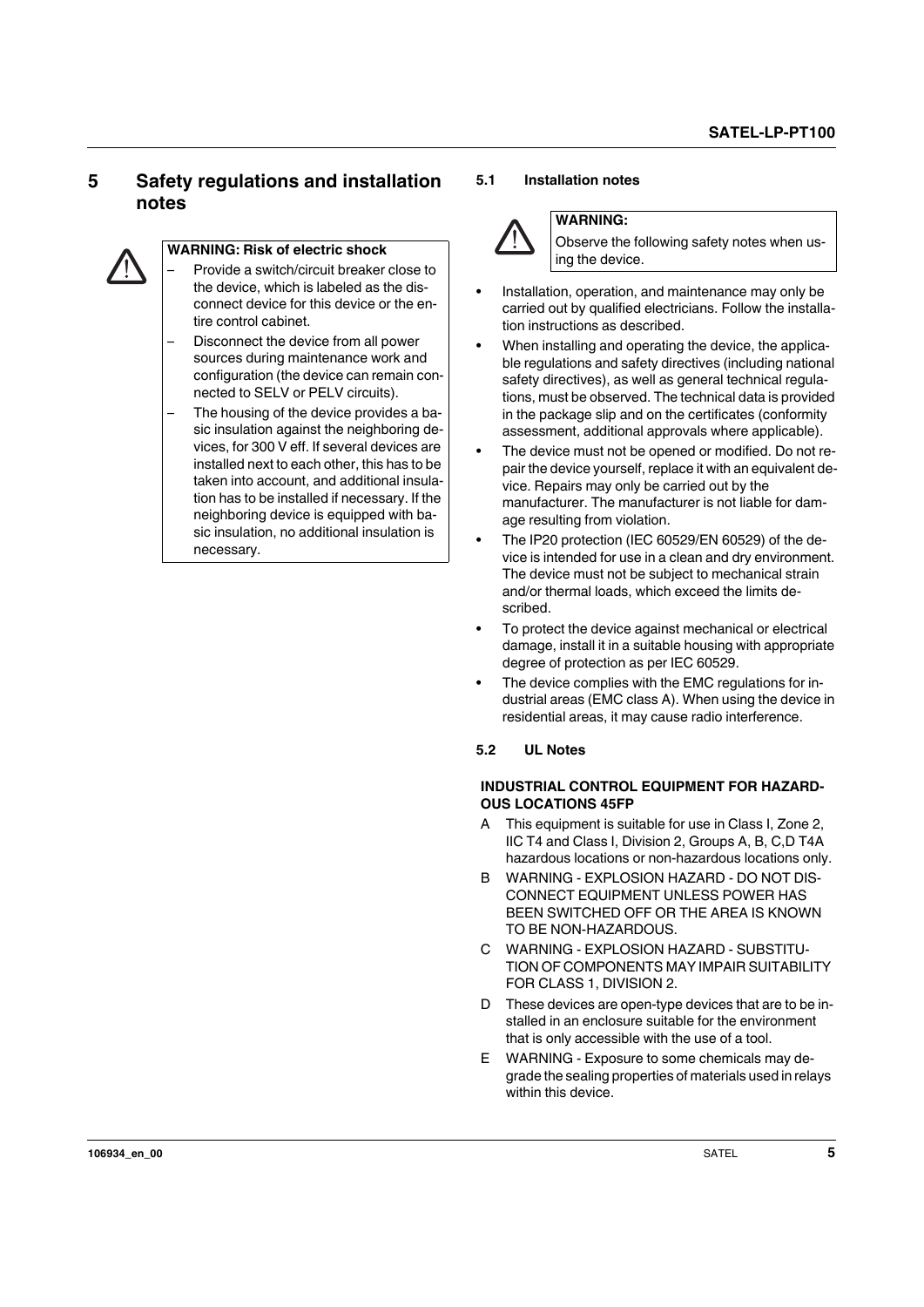# 5 Safety regulations and installation notes

**WARNING: Risk of electric shock**

- Provide a switch/circuit breaker close to the device, which is labeled as the disconnect device for this device or the entire control cabinet.
- Disconnect the device from all power sources during maintenance work and configuration (the device can remain connected to SELV or PELV circuits).
- The housing of the device provides a basic insulation against the neighboring devices, for 300 V eff. If several devices are installed next to each other, this has to be taken into account, and additional insulation has to be installed if necessary. If the neighboring device is equipped with basic insulation, no additional insulation is necessary.

## 5.1 Installation notes

**WARNING:**

Observe the following safety notes when using the device.

- Installation, operation, and maintenance may only be carried out by qualified electricians. Follow the installation instructions as described.
- When installing and operating the device, the applicable regulations and safety directives (including national safety directives), as well as general technical regulations, must be observed. The technical data is provided in the package slip and on the certificates (conformity assessment, additional approvals where applicable).
- The device must not be opened or modified. Do not repair the device yourself, replace it with an equivalent device. Repairs may only be carried out by the manufacturer. The manufacturer is not liable for damage resulting from violation.
- The IP20 protection (IEC 60529/EN 60529) of the device is intended for use in a clean and dry environment. The device must not be subject to mechanical strain and/or thermal loads, which exceed the limits described.
- To protect the device against mechanical or electrical damage, install it in a suitable housing with appropriate degree of protection as per IEC 60529.
- The device complies with the EMC regulations for industrial areas (EMC class A). When using the device in residential areas, it may cause radio interference.

## 5.2 UL Notes

**INDUSTRIAL CONTROL EQUIPMENT FOR HAZARDOUS LOCATIONS 45FP**

- A This equipment is suitable for use in Class I, Zone 2, IIC T4 and Class I, Division 2, Groups A, B, C,D T4A hazardous locations or non-hazardous locations only.
- B WARNING - EXPLOSION HAZARD - DO NOT DISCONNECT EQUIPMENT UNLESS POWER HAS BEEN SWITCHED OFF OR THE AREA IS KNOWN TO BE NON-HAZARDOUS.
- C WARNING - EXPLOSION HAZARD - SUBSTITUTION OF COMPONENTS MAY IMPAIR SUITABILITY FOR CLASS 1, DIVISION 2.
- D These devices are open-type devices that are to be installed in an enclosure suitable for the environment that is only accessible with the use of a tool.
- E WARNING - Exposure to some chemicals may degrade the sealing properties of materials used in relays within this device.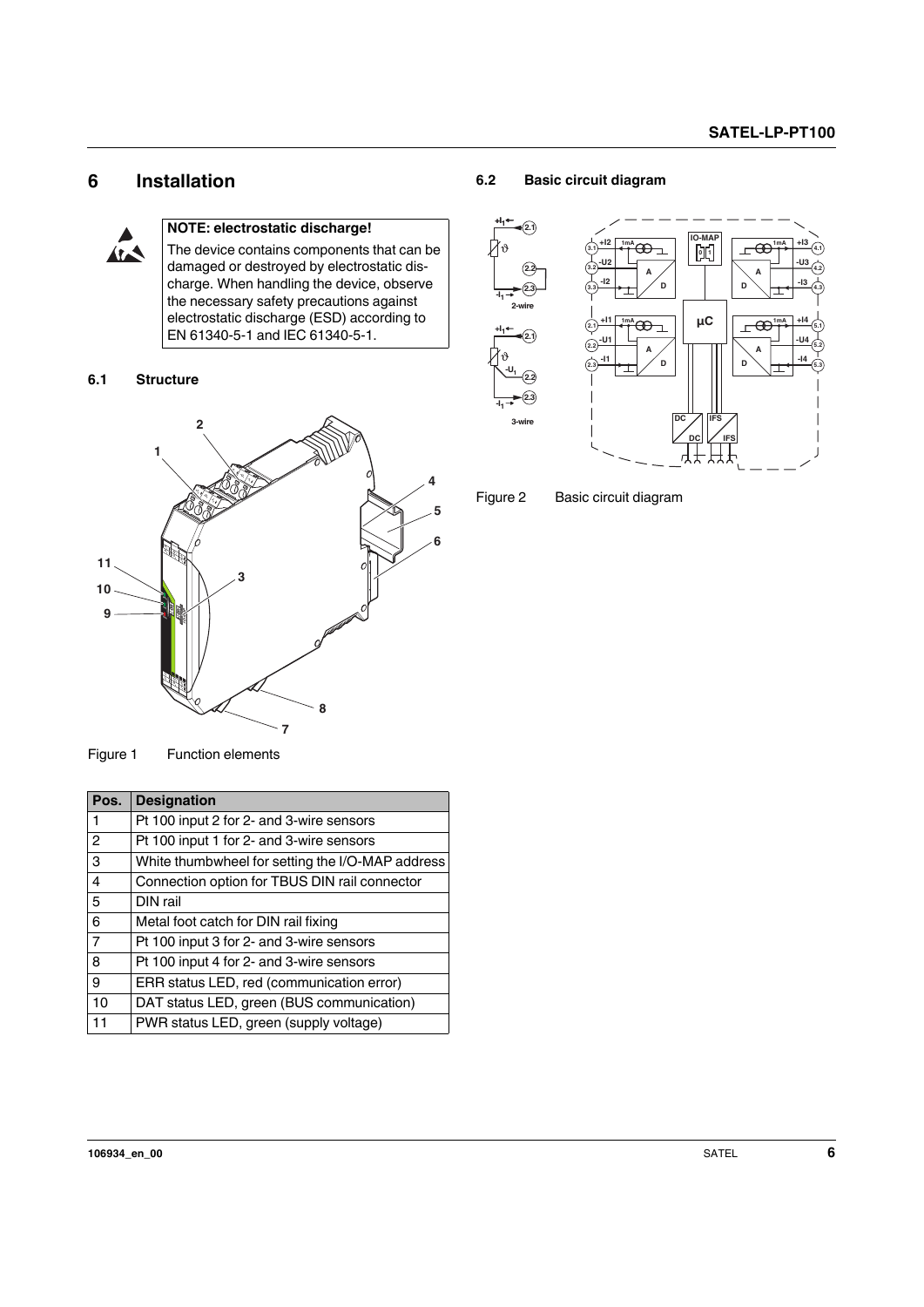# 6 Installation

**NOTE: electrostatic discharge!**

The device contains components that can be damaged or destroyed by electrostatic discharge. When handling the device, observe the necessary safety precautions against electrostatic discharge (ESD) according to EN 61340-5-1 and IEC 61340-5-1.

## 6.1 Structure

Figure 1 Function elements

| Pos. | Designation |
|---|---|
| 1 | Pt 100 input 2 for 2- and 3-wire sensors |
| 2 | Pt 100 input 1 for 2- and 3-wire sensors |
| 3 | White thumbwheel for setting the I/O-MAP address |
| 4 | Connection option for TBUS DIN rail connector |
| 5 | DIN rail |
| 6 | Metal foot catch for DIN rail fixing |
| 7 | Pt 100 input 3 for 2- and 3-wire sensors |
| 8 | Pt 100 input 4 for 2- and 3-wire sensors |
| 9 | ERR status LED, red (communication error) |
| 10 | DAT status LED, green (BUS communication) |
| 11 | PWR status LED, green (supply voltage) |

## 6.2 Basic circuit diagram

Figure 2 Basic circuit diagram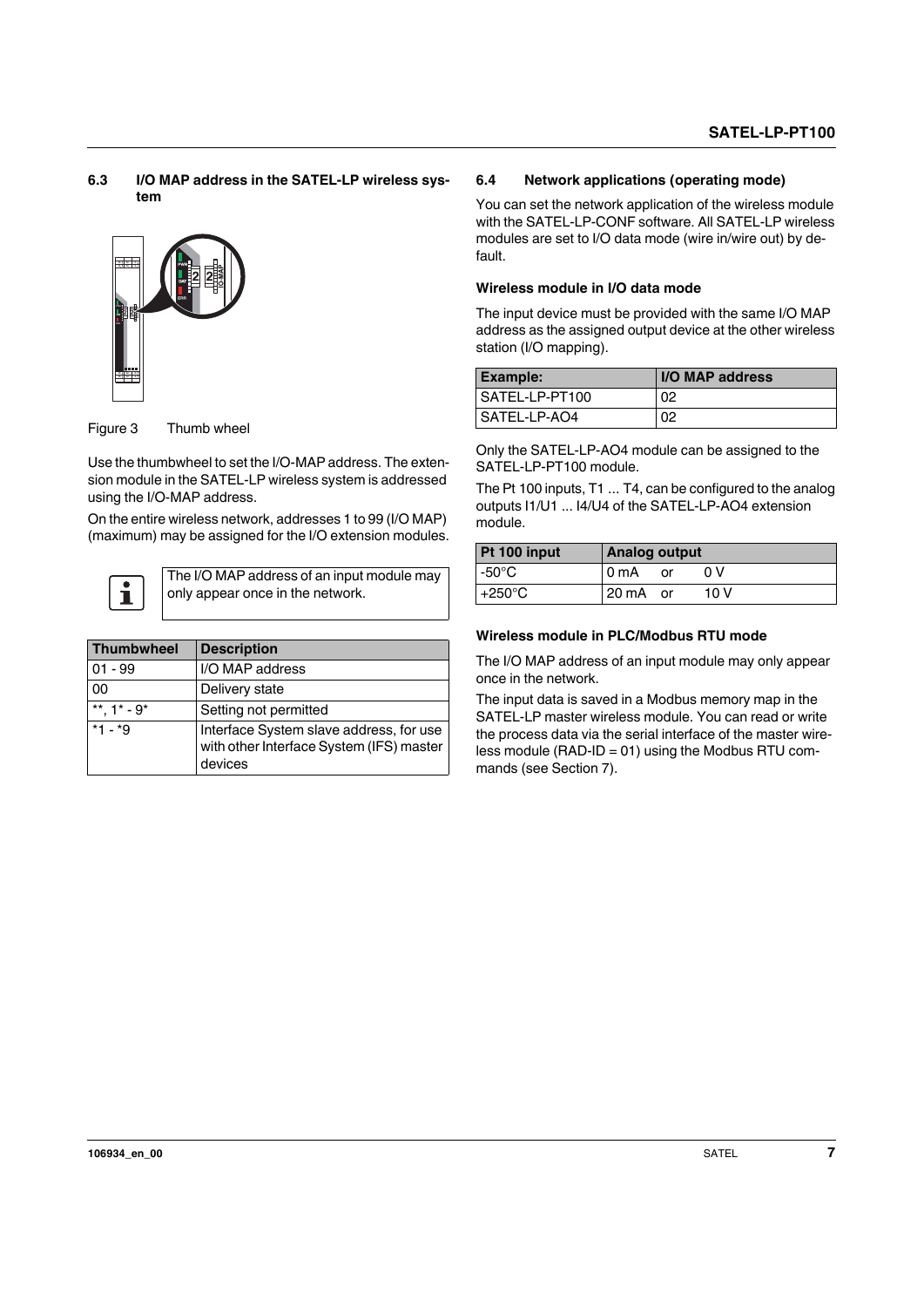## 6.3 I/O MAP address in the SATEL-LP wireless system

Figure 3 Thumb wheel

Use the thumbwheel to set the I/O-MAP address. The extension module in the SATEL-LP wireless system is addressed using the I/O-MAP address.

On the entire wireless network, addresses 1 to 99 (I/O MAP) (maximum) may be assigned for the I/O extension modules.

The I/O MAP address of an input module may only appear once in the network.

| Thumbwheel | Description |
|---|---|
| 01 - 99 | I/O MAP address |
| 00 | Delivery state |
| **, 1* - 9* | Setting not permitted |
| *1 - *9 | Interface System slave address, for use with other Interface System (IFS) master devices |

## 6.4 Network applications (operating mode)

You can set the network application of the wireless module with the SATEL-LP-CONF software. All SATEL-LP wireless modules are set to I/O data mode (wire in/wire out) by default.

### Wireless module in I/O data mode

The input device must be provided with the same I/O MAP address as the assigned output device at the other wireless station (I/O mapping).

| Example: | I/O MAP address |
|---|---|
| SATEL-LP-PT100 | 02 |
| SATEL-LP-AO4 | 02 |

Only the SATEL-LP-AO4 module can be assigned to the SATEL-LP-PT100 module.

The Pt 100 inputs, T1 ... T4, can be configured to the analog outputs I1/U1 ... I4/U4 of the SATEL-LP-AO4 extension module.

| Pt 100 input | Analog output |
|---|---|
| -50°C | 0 mA or 0 V |
| +250°C | 20 mA or 10 V |

### Wireless module in PLC/Modbus RTU mode

The I/O MAP address of an input module may only appear once in the network.

The input data is saved in a Modbus memory map in the SATEL-LP master wireless module. You can read or write the process data via the serial interface of the master wireless module (RAD-ID = 01) using the Modbus RTU commands (see Section 7).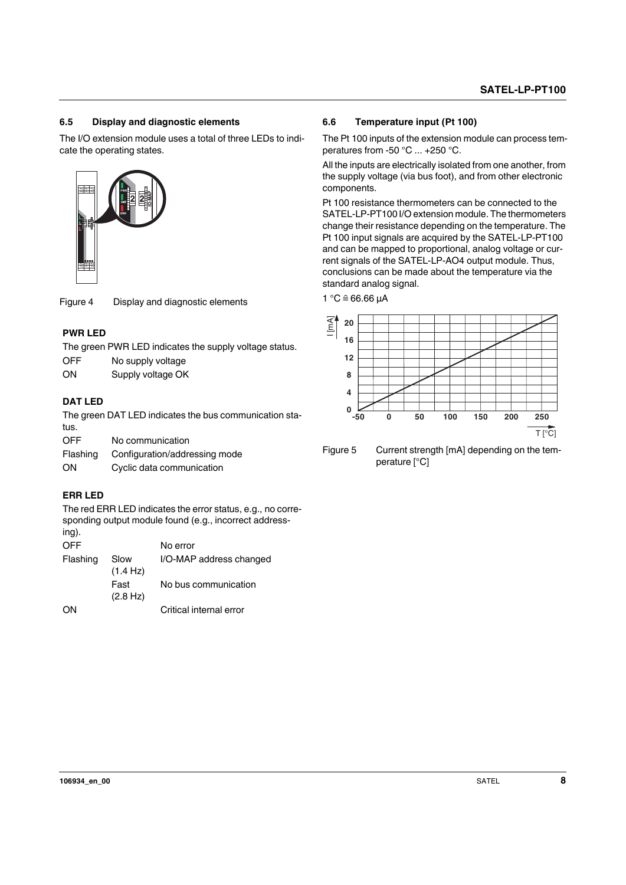## 6.5 Display and diagnostic elements

The I/O extension module uses a total of three LEDs to indicate the operating states.

Figure 4 Display and diagnostic elements

**PWR LED**

The green PWR LED indicates the supply voltage status.

| | |
|---|---|
| OFF | No supply voltage |
| ON | Supply voltage OK |

**DAT LED**

The green DAT LED indicates the bus communication status.

| | |
|---|---|
| OFF | No communication |
| Flashing | Configuration/addressing mode |
| ON | Cyclic data communication |

**ERR LED**

The red ERR LED indicates the error status, e.g., no corresponding output module found (e.g., incorrect addressing).

| | | |
|---|---|---|
| OFF | | No error |
| Flashing | Slow (1.4 Hz) | I/O-MAP address changed |
| | Fast (2.8 Hz) | No bus communication |
| ON | | Critical internal error |

## 6.6 Temperature input (Pt 100)

The Pt 100 inputs of the extension module can process temperatures from -50 °C ... +250 °C.

All the inputs are electrically isolated from one another, from the supply voltage (via bus foot), and from other electronic components.

Pt 100 resistance thermometers can be connected to the SATEL-LP-PT100 I/O extension module. The thermometers change their resistance depending on the temperature. The Pt 100 input signals are acquired by the SATEL-LP-PT100 and can be mapped to proportional, analog voltage or current signals of the SATEL-LP-AO4 output module. Thus, conclusions can be made about the temperature via the standard analog signal.

1 °C ≙ 66.66 µA

Figure 5 Current strength [mA] depending on the temperature [°C]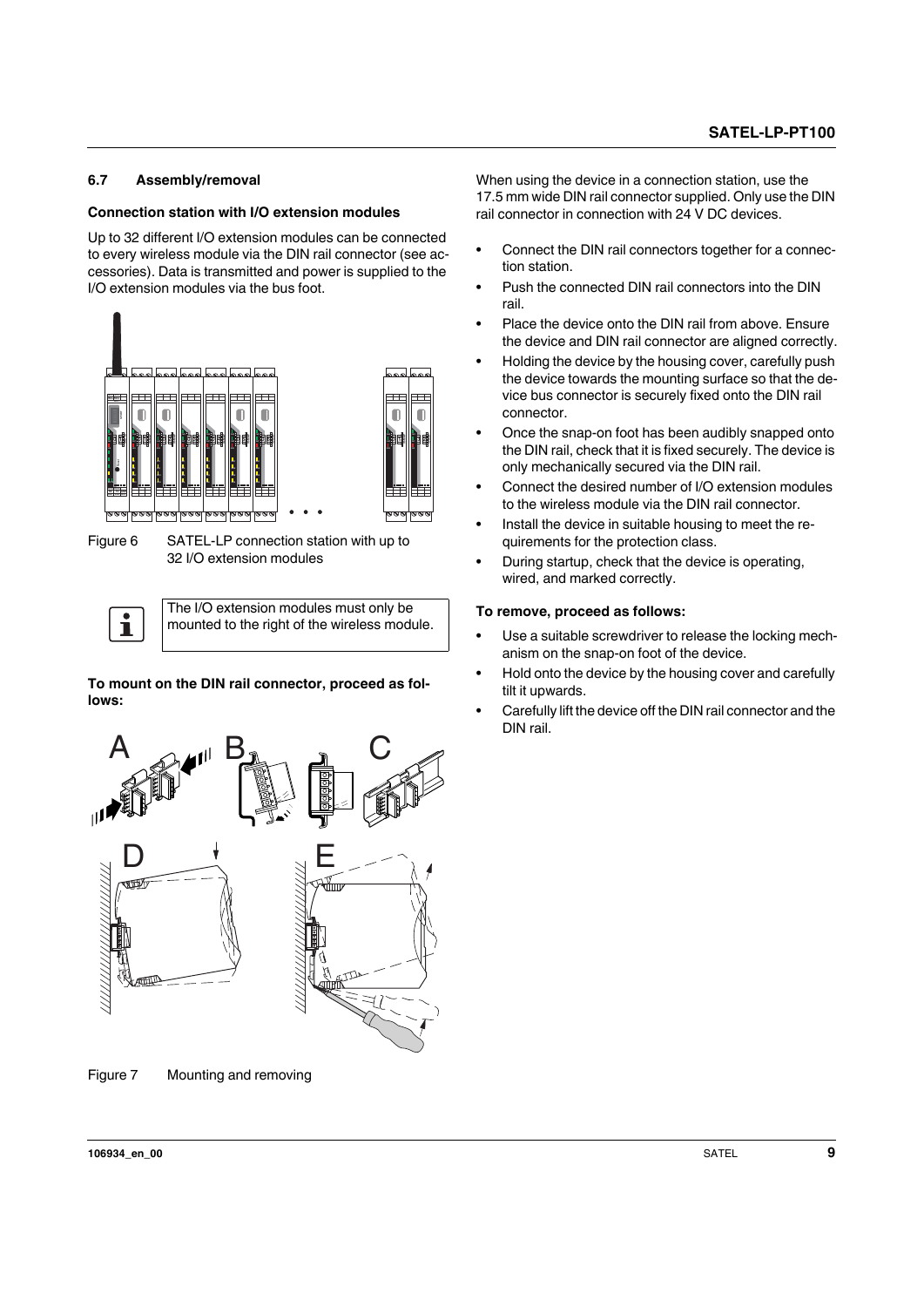## 6.7 Assembly/removal

**Connection station with I/O extension modules**

Up to 32 different I/O extension modules can be connected to every wireless module via the DIN rail connector (see accessories). Data is transmitted and power is supplied to the I/O extension modules via the bus foot.

Figure 6 SATEL-LP connection station with up to 32 I/O extension modules

> The I/O extension modules must only be mounted to the right of the wireless module.

**To mount on the DIN rail connector, proceed as follows:**

Figure 7 Mounting and removing

When using the device in a connection station, use the 17.5 mm wide DIN rail connector supplied. Only use the DIN rail connector in connection with 24 V DC devices.

- Connect the DIN rail connectors together for a connection station.
- Push the connected DIN rail connectors into the DIN rail.
- Place the device onto the DIN rail from above. Ensure the device and DIN rail connector are aligned correctly.
- Holding the device by the housing cover, carefully push the device towards the mounting surface so that the device bus connector is securely fixed onto the DIN rail connector.
- Once the snap-on foot has been audibly snapped onto the DIN rail, check that it is fixed securely. The device is only mechanically secured via the DIN rail.
- Connect the desired number of I/O extension modules to the wireless module via the DIN rail connector.
- Install the device in suitable housing to meet the requirements for the protection class.
- During startup, check that the device is operating, wired, and marked correctly.

**To remove, proceed as follows:**

- Use a suitable screwdriver to release the locking mechanism on the snap-on foot of the device.
- Hold onto the device by the housing cover and carefully tilt it upwards.
- Carefully lift the device off the DIN rail connector and the DIN rail.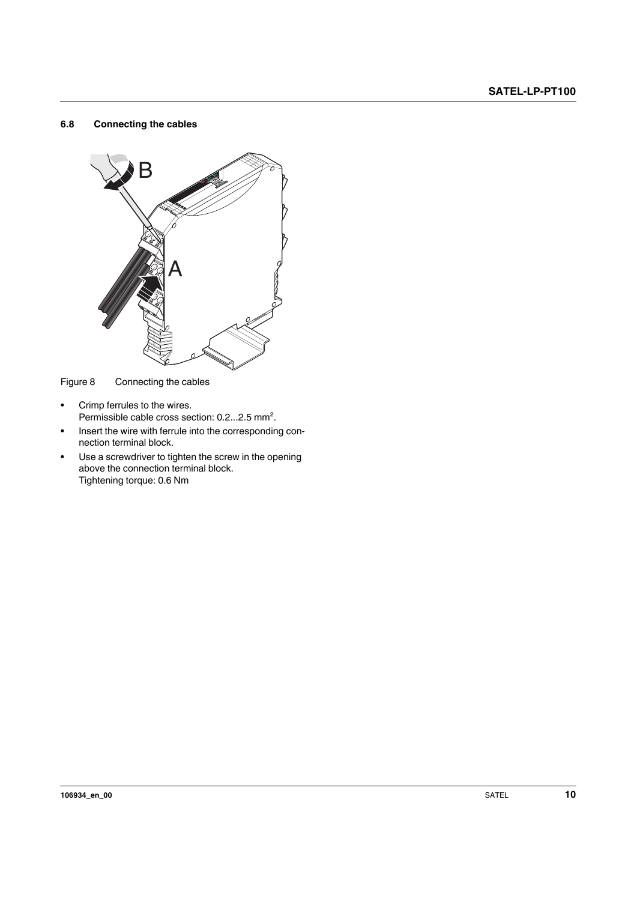## 6.8 Connecting the cables

Figure 8 Connecting the cables

- Crimp ferrules to the wires.
  Permissible cable cross section: 0.2...2.5 mm².
- Insert the wire with ferrule into the corresponding connection terminal block.
- Use a screwdriver to tighten the screw in the opening above the connection terminal block.
  Tightening torque: 0.6 Nm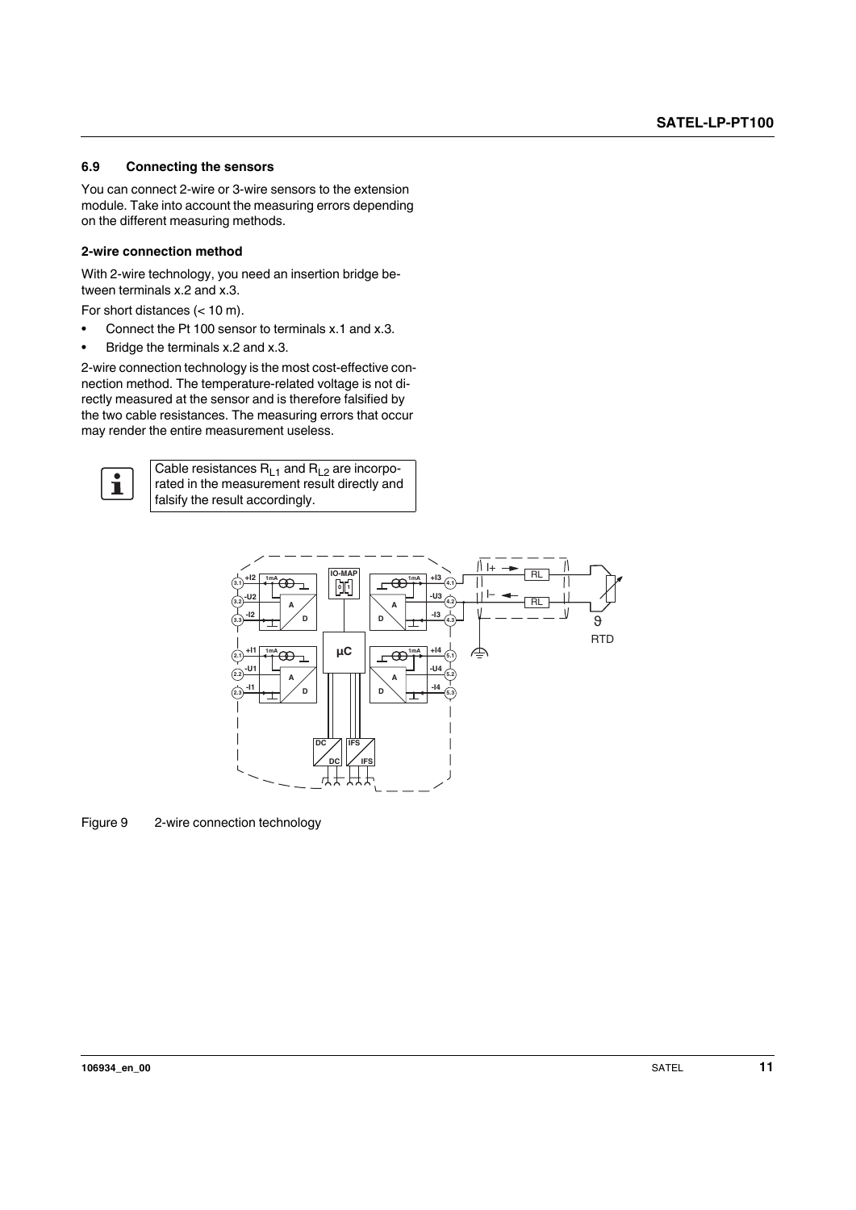### 6.9 Connecting the sensors

You can connect 2-wire or 3-wire sensors to the extension module. Take into account the measuring errors depending on the different measuring methods.

**2-wire connection method**

With 2-wire technology, you need an insertion bridge between terminals x.2 and x.3.

For short distances (< 10 m).

- Connect the Pt 100 sensor to terminals x.1 and x.3.
- Bridge the terminals x.2 and x.3.

2-wire connection technology is the most cost-effective connection method. The temperature-related voltage is not directly measured at the sensor and is therefore falsified by the two cable resistances. The measuring errors that occur may render the entire measurement useless.

Cable resistances $R_{L1}$ and $R_{L2}$ are incorporated in the measurement result directly and falsify the result accordingly.

Figure 9 2-wire connection technology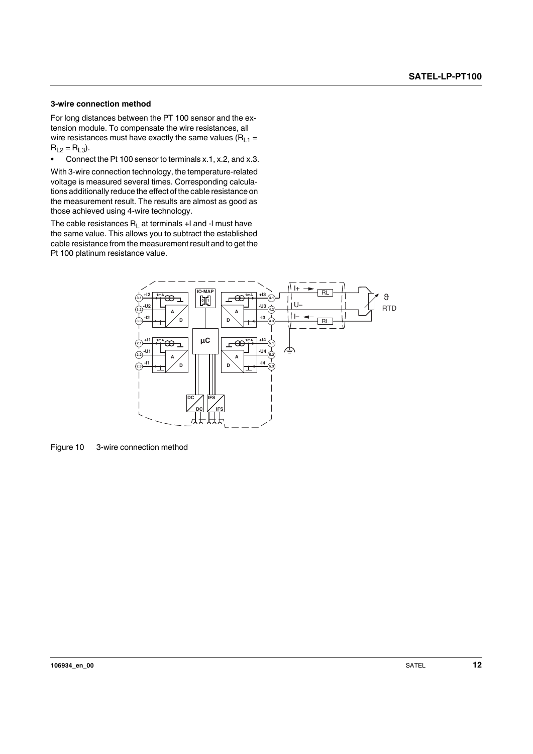### 3-wire connection method

For long distances between the PT 100 sensor and the extension module. To compensate the wire resistances, all wire resistances must have exactly the same values ($R_{L1} = R_{L2} = R_{L3}$).

- Connect the Pt 100 sensor to terminals x.1, x.2, and x.3.

With 3-wire connection technology, the temperature-related voltage is measured several times. Corresponding calculations additionally reduce the effect of the cable resistance on the measurement result. The results are almost as good as those achieved using 4-wire technology.

The cable resistances $R_L$ at terminals +I and -I must have the same value. This allows you to subtract the established cable resistance from the measurement result and to get the Pt 100 platinum resistance value.

Figure 10 3-wire connection method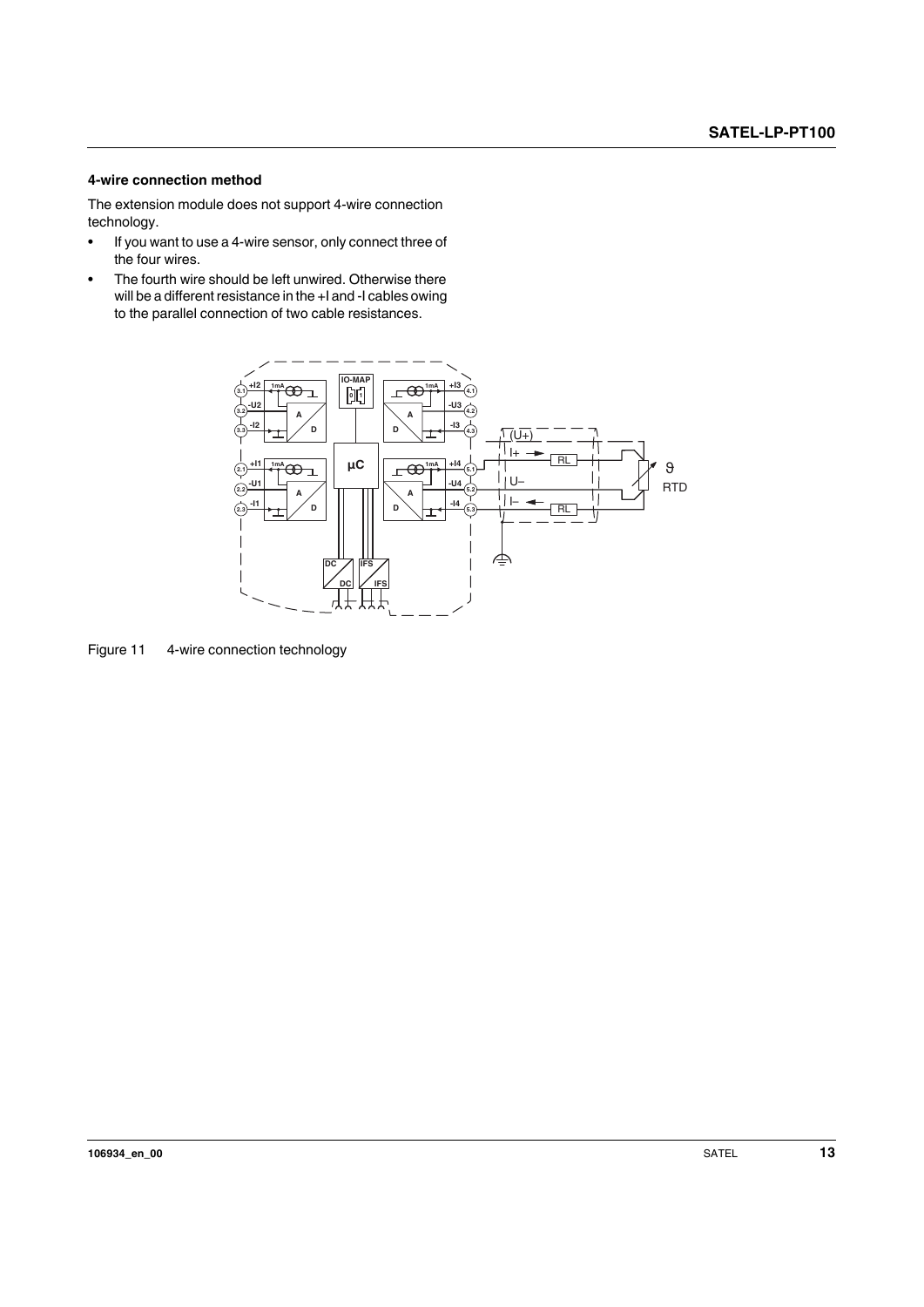### 4-wire connection method

The extension module does not support 4-wire connection technology.

- If you want to use a 4-wire sensor, only connect three of the four wires.
- The fourth wire should be left unwired. Otherwise there will be a different resistance in the +I and -I cables owing to the parallel connection of two cable resistances.

Figure 11 4-wire connection technology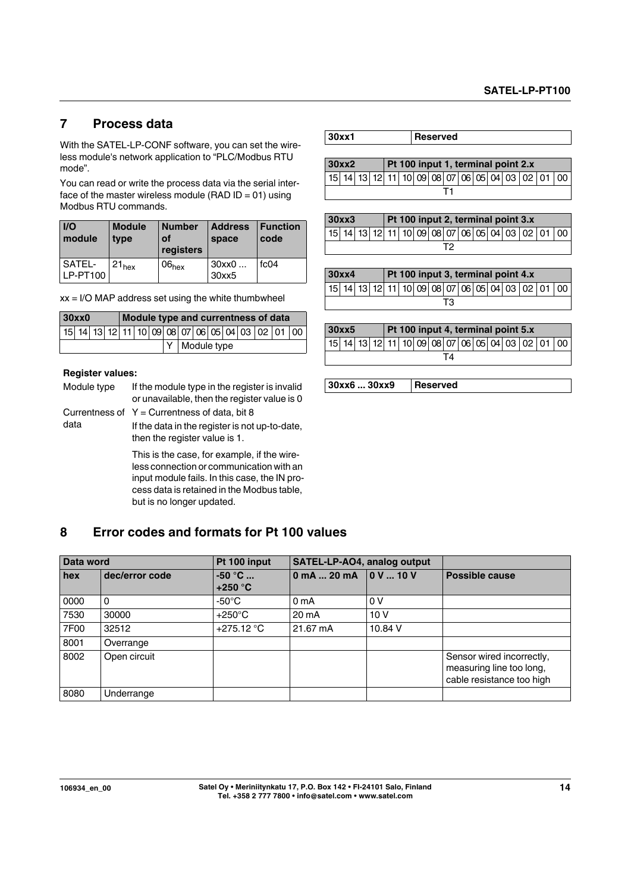## 7 Process data

With the SATEL-LP-CONF software, you can set the wireless module's network application to "PLC/Modbus RTU mode".

You can read or write the process data via the serial interface of the master wireless module (RAD ID = 01) using Modbus RTU commands.

| I/O module | Module type | Number of registers | Address space | Function code |
|---|---|---|---|---|
| SATEL-LP-PT100 | $21_{hex}$ | $06_{hex}$ | 30xx0 ... 30xx5 | fc04 |

xx = I/O MAP address set using the white thumbwheel

| 30xx0 | | | | | | | | Module type and currentness of data | | | | | | | |
|---|---|---|---|---|---|---|---|---|---|---|---|---|---|---|---|
| 15 | 14 | 13 | 12 | 11 | 10 | 09 | 08 | 07 | 06 | 05 | 04 | 03 | 02 | 01 | 00 |
| | | | | | | | Y | Module type | | | | | | | |

**Register values:**

Module type — If the module type in the register is invalid or unavailable, then the register value is 0

Currentness of data — Y = Currentness of data, bit 8

If the data in the register is not up-to-date, then the register value is 1.

This is the case, for example, if the wireless connection or communication with an input module fails. In this case, the IN process data is retained in the Modbus table, but is no longer updated.

| 30xx1 | Reserved |
|---|---|

| 30xx2 | | | | | Pt 100 input 1, terminal point 2.x | | | | | | | | | | |
|---|---|---|---|---|---|---|---|---|---|---|---|---|---|---|---|
| 15 | 14 | 13 | 12 | 11 | 10 | 09 | 08 | 07 | 06 | 05 | 04 | 03 | 02 | 01 | 00 |
| T1 | | | | | | | | | | | | | | | |

| 30xx3 | | | | | Pt 100 input 2, terminal point 3.x | | | | | | | | | | |
|---|---|---|---|---|---|---|---|---|---|---|---|---|---|---|---|
| 15 | 14 | 13 | 12 | 11 | 10 | 09 | 08 | 07 | 06 | 05 | 04 | 03 | 02 | 01 | 00 |
| T2 | | | | | | | | | | | | | | | |

| 30xx4 | | | | | Pt 100 input 3, terminal point 4.x | | | | | | | | | | |
|---|---|---|---|---|---|---|---|---|---|---|---|---|---|---|---|
| 15 | 14 | 13 | 12 | 11 | 10 | 09 | 08 | 07 | 06 | 05 | 04 | 03 | 02 | 01 | 00 |
| T3 | | | | | | | | | | | | | | | |

| 30xx5 | | | | | Pt 100 input 4, terminal point 5.x | | | | | | | | | | |
|---|---|---|---|---|---|---|---|---|---|---|---|---|---|---|---|
| 15 | 14 | 13 | 12 | 11 | 10 | 09 | 08 | 07 | 06 | 05 | 04 | 03 | 02 | 01 | 00 |
| T4 | | | | | | | | | | | | | | | |

| 30xx6 ... 30xx9 | Reserved |
|---|---|

## 8 Error codes and formats for Pt 100 values

| Data word | | Pt 100 input | SATEL-LP-AO4, analog output | | |
|---|---|---|---|---|---|
| hex | dec/error code | -50 °C ... +250 °C | 0 mA ... 20 mA | 0 V ... 10 V | Possible cause |
| 0000 | 0 | -50°C | 0 mA | 0 V | |
| 7530 | 30000 | +250°C | 20 mA | 10 V | |
| 7F00 | 32512 | +275.12 °C | 21.67 mA | 10.84 V | |
| 8001 | Overrange | | | | |
| 8002 | Open circuit | | | | Sensor wired incorrectly, measuring line too long, cable resistance too high |
| 8080 | Underrange | | | | |